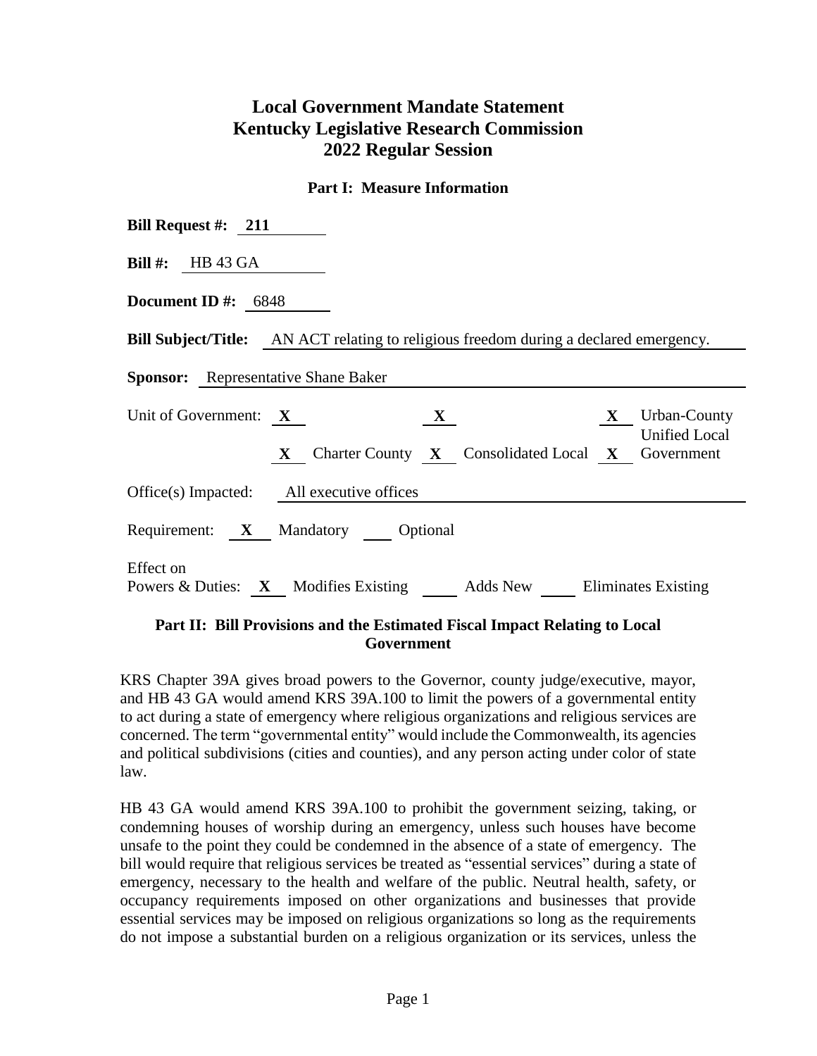# Local Government Mandate Statement
# Kentucky Legislative Research Commission
# 2022 Regular Session

### Part I: Measure Information

**Bill Request #:** 211

**Bill #:** HB 43 GA

**Document ID #:** 6848

**Bill Subject/Title:** AN ACT relating to religious freedom during a declared emergency.

**Sponsor:** Representative Shane Baker

Unit of Government: X City  X County  X Urban-County  X Charter County  X Consolidated Local  X Unified Local Government

Office(s) Impacted: All executive offices

Requirement: X Mandatory ___ Optional

Effect on Powers & Duties: X Modifies Existing ___ Adds New ___ Eliminates Existing

### Part II: Bill Provisions and the Estimated Fiscal Impact Relating to Local Government

KRS Chapter 39A gives broad powers to the Governor, county judge/executive, mayor, and HB 43 GA would amend KRS 39A.100 to limit the powers of a governmental entity to act during a state of emergency where religious organizations and religious services are concerned. The term "governmental entity" would include the Commonwealth, its agencies and political subdivisions (cities and counties), and any person acting under color of state law.

HB 43 GA would amend KRS 39A.100 to prohibit the government seizing, taking, or condemning houses of worship during an emergency, unless such houses have become unsafe to the point they could be condemned in the absence of a state of emergency. The bill would require that religious services be treated as "essential services" during a state of emergency, necessary to the health and welfare of the public. Neutral health, safety, or occupancy requirements imposed on other organizations and businesses that provide essential services may be imposed on religious organizations so long as the requirements do not impose a substantial burden on a religious organization or its services, unless the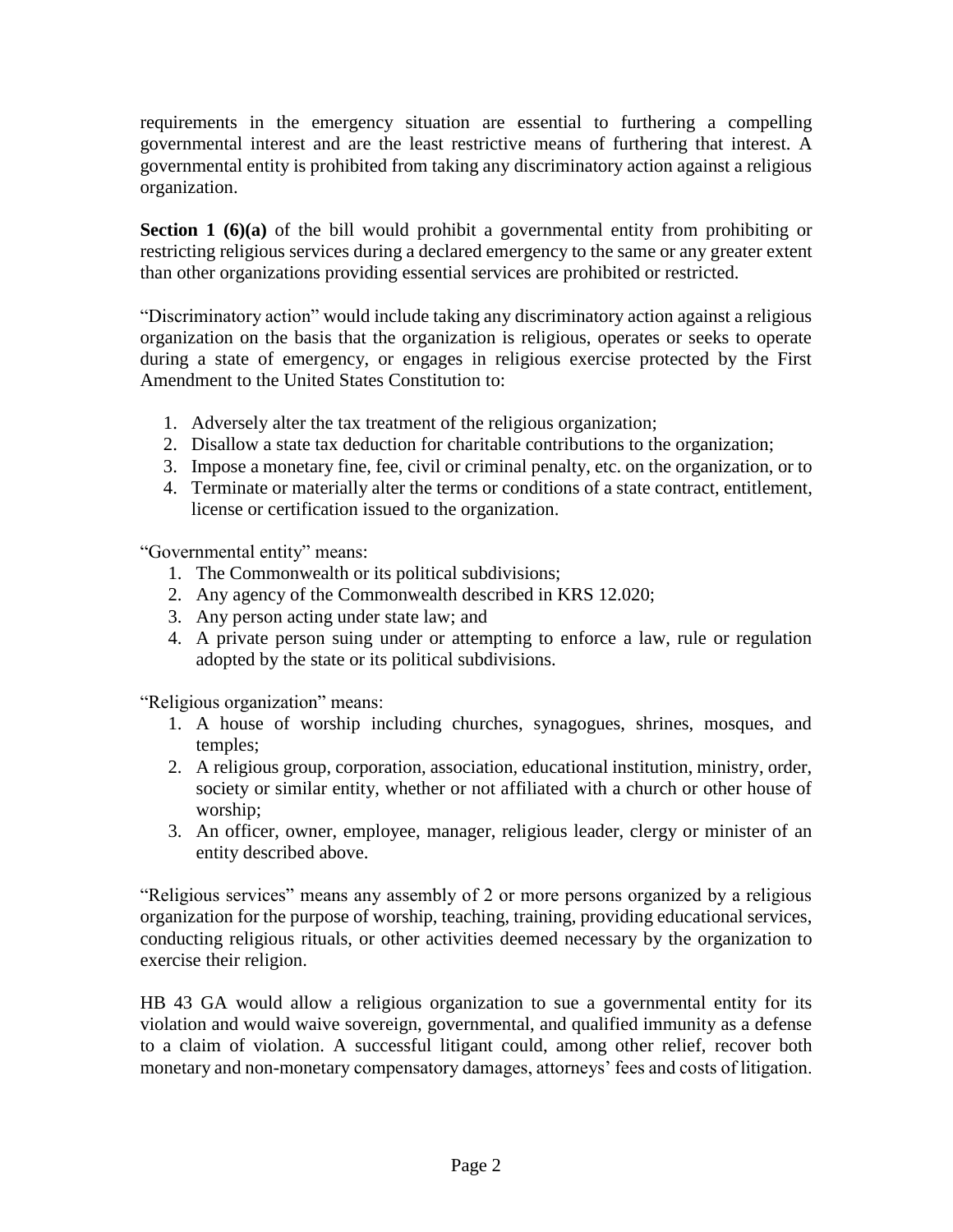requirements in the emergency situation are essential to furthering a compelling governmental interest and are the least restrictive means of furthering that interest. A governmental entity is prohibited from taking any discriminatory action against a religious organization.

**Section 1 (6)(a)** of the bill would prohibit a governmental entity from prohibiting or restricting religious services during a declared emergency to the same or any greater extent than other organizations providing essential services are prohibited or restricted.

"Discriminatory action" would include taking any discriminatory action against a religious organization on the basis that the organization is religious, operates or seeks to operate during a state of emergency, or engages in religious exercise protected by the First Amendment to the United States Constitution to:

1. Adversely alter the tax treatment of the religious organization;
2. Disallow a state tax deduction for charitable contributions to the organization;
3. Impose a monetary fine, fee, civil or criminal penalty, etc. on the organization, or to
4. Terminate or materially alter the terms or conditions of a state contract, entitlement, license or certification issued to the organization.

"Governmental entity" means:

1. The Commonwealth or its political subdivisions;
2. Any agency of the Commonwealth described in KRS 12.020;
3. Any person acting under state law; and
4. A private person suing under or attempting to enforce a law, rule or regulation adopted by the state or its political subdivisions.

"Religious organization" means:

1. A house of worship including churches, synagogues, shrines, mosques, and temples;
2. A religious group, corporation, association, educational institution, ministry, order, society or similar entity, whether or not affiliated with a church or other house of worship;
3. An officer, owner, employee, manager, religious leader, clergy or minister of an entity described above.

"Religious services" means any assembly of 2 or more persons organized by a religious organization for the purpose of worship, teaching, training, providing educational services, conducting religious rituals, or other activities deemed necessary by the organization to exercise their religion.

HB 43 GA would allow a religious organization to sue a governmental entity for its violation and would waive sovereign, governmental, and qualified immunity as a defense to a claim of violation. A successful litigant could, among other relief, recover both monetary and non-monetary compensatory damages, attorneys' fees and costs of litigation.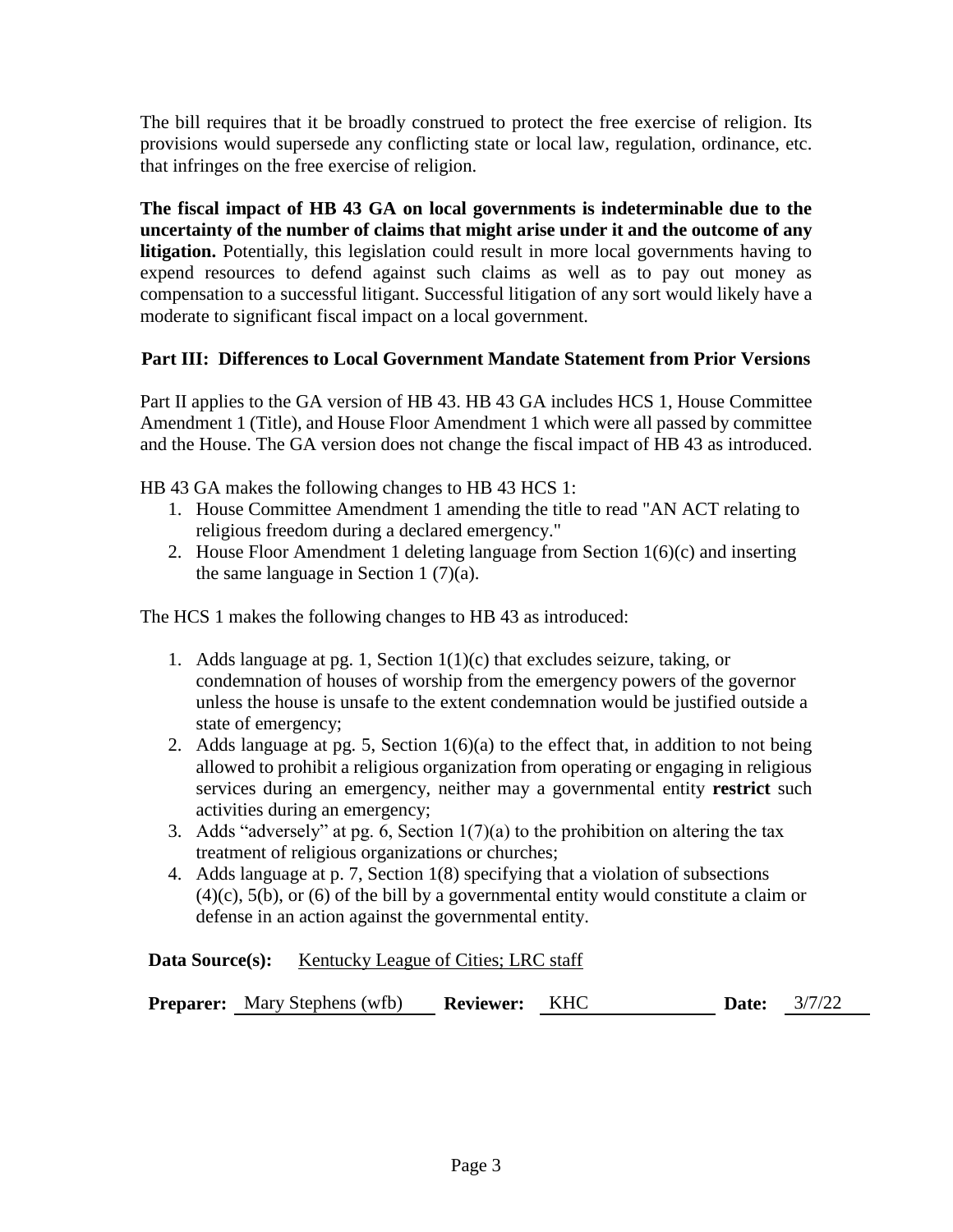The bill requires that it be broadly construed to protect the free exercise of religion. Its provisions would supersede any conflicting state or local law, regulation, ordinance, etc. that infringes on the free exercise of religion.

**The fiscal impact of HB 43 GA on local governments is indeterminable due to the uncertainty of the number of claims that might arise under it and the outcome of any litigation.** Potentially, this legislation could result in more local governments having to expend resources to defend against such claims as well as to pay out money as compensation to a successful litigant. Successful litigation of any sort would likely have a moderate to significant fiscal impact on a local government.

### Part III: Differences to Local Government Mandate Statement from Prior Versions

Part II applies to the GA version of HB 43. HB 43 GA includes HCS 1, House Committee Amendment 1 (Title), and House Floor Amendment 1 which were all passed by committee and the House. The GA version does not change the fiscal impact of HB 43 as introduced.

HB 43 GA makes the following changes to HB 43 HCS 1:

1. House Committee Amendment 1 amending the title to read "AN ACT relating to religious freedom during a declared emergency."
2. House Floor Amendment 1 deleting language from Section 1(6)(c) and inserting the same language in Section 1 (7)(a).

The HCS 1 makes the following changes to HB 43 as introduced:

1. Adds language at pg. 1, Section 1(1)(c) that excludes seizure, taking, or condemnation of houses of worship from the emergency powers of the governor unless the house is unsafe to the extent condemnation would be justified outside a state of emergency;
2. Adds language at pg. 5, Section 1(6)(a) to the effect that, in addition to not being allowed to prohibit a religious organization from operating or engaging in religious services during an emergency, neither may a governmental entity **restrict** such activities during an emergency;
3. Adds "adversely" at pg. 6, Section 1(7)(a) to the prohibition on altering the tax treatment of religious organizations or churches;
4. Adds language at p. 7, Section 1(8) specifying that a violation of subsections (4)(c), 5(b), or (6) of the bill by a governmental entity would constitute a claim or defense in an action against the governmental entity.

**Data Source(s):** Kentucky League of Cities; LRC staff

**Preparer:** Mary Stephens (wfb) **Reviewer:** KHC **Date:** 3/7/22